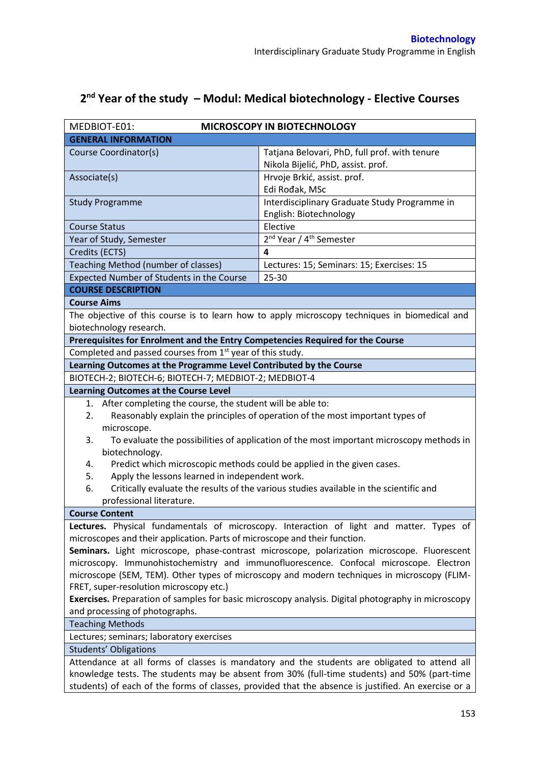## 2nd Year of the study – Modul: Medical biotechnology - Elective Courses

| MEDBIOT-E01: | MICROSCOPY IN BIOTECHNOLOGY |
|---|---|
| **GENERAL INFORMATION** | |
| Course Coordinator(s) | Tatjana Belovari, PhD, full prof. with tenure<br>Nikola Bijelić, PhD, assist. prof. |
| Associate(s) | Hrvoje Brkić, assist. prof.<br>Edi Rođak, MSc |
| Study Programme | Interdisciplinary Graduate Study Programme in English: Biotechnology |
| Course Status | Elective |
| Year of Study, Semester | 2nd Year / 4th Semester |
| Credits (ECTS) | **4** |
| Teaching Method (number of classes) | Lectures: 15; Seminars: 15; Exercises: 15 |
| Expected Number of Students in the Course | 25-30 |
| **COURSE DESCRIPTION** | |

**Course Aims**

The objective of this course is to learn how to apply microscopy techniques in biomedical and biotechnology research.

**Prerequisites for Enrolment and the Entry Competencies Required for the Course**

Completed and passed courses from 1st year of this study.

**Learning Outcomes at the Programme Level Contributed by the Course**

BIOTECH-2; BIOTECH-6; BIOTECH-7; MEDBIOT-2; MEDBIOT-4

**Learning Outcomes at the Course Level**

1. After completing the course, the student will be able to:
2. Reasonably explain the principles of operation of the most important types of microscope.
3. To evaluate the possibilities of application of the most important microscopy methods in biotechnology.
4. Predict which microscopic methods could be applied in the given cases.
5. Apply the lessons learned in independent work.
6. Critically evaluate the results of the various studies available in the scientific and professional literature.

**Course Content**

**Lectures.** Physical fundamentals of microscopy. Interaction of light and matter. Types of microscopes and their application. Parts of microscope and their function.

**Seminars.** Light microscope, phase-contrast microscope, polarization microscope. Fluorescent microscopy. Immunohistochemistry and immunofluorescence. Confocal microscope. Electron microscope (SEM, TEM). Other types of microscopy and modern techniques in microscopy (FLIM-FRET, super-resolution microscopy etc.)

**Exercises.** Preparation of samples for basic microscopy analysis. Digital photography in microscopy and processing of photographs.

Teaching Methods

Lectures; seminars; laboratory exercises

Students' Obligations

Attendance at all forms of classes is mandatory and the students are obligated to attend all knowledge tests. The students may be absent from 30% (full-time students) and 50% (part-time students) of each of the forms of classes, provided that the absence is justified. An exercise or a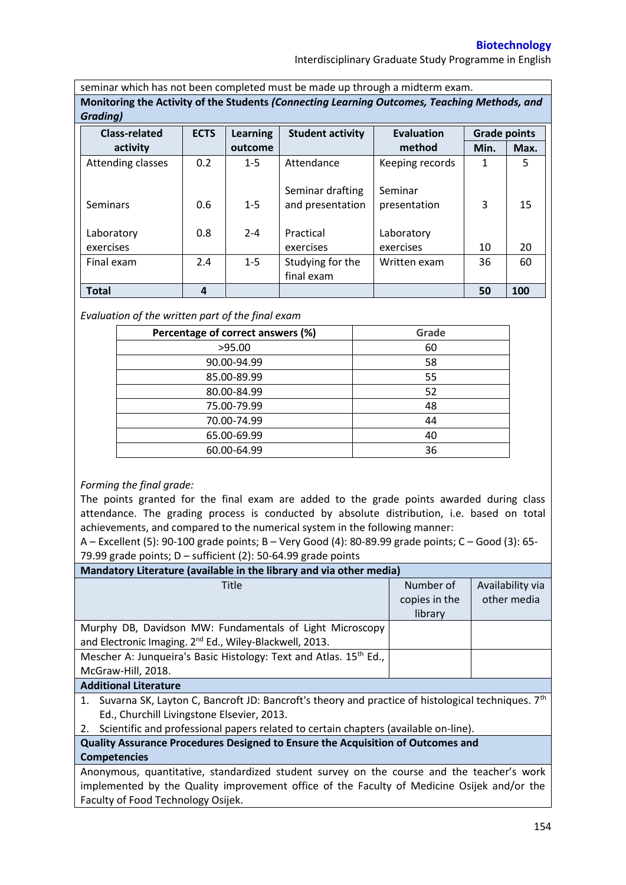seminar which has not been completed must be made up through a midterm exam.

**Monitoring the Activity of the Students *(Connecting Learning Outcomes, Teaching Methods, and Grading)***

| Class-related activity | ECTS | Learning outcome | Student activity | Evaluation method | Grade points | |
|---|---|---|---|---|---|---|
| | | | | | Min. | Max. |
| Attending classes | 0.2 | 1-5 | Attendance | Keeping records | 1 | 5 |
| Seminars | 0.6 | 1-5 | Seminar drafting and presentation | Seminar presentation | 3 | 15 |
| Laboratory exercises | 0.8 | 2-4 | Practical exercises | Laboratory exercises | 10 | 20 |
| Final exam | 2.4 | 1-5 | Studying for the final exam | Written exam | 36 | 60 |
| **Total** | **4** | | | | **50** | **100** |

*Evaluation of the written part of the final exam*

| Percentage of correct answers (%) | Grade |
|---|---|
| >95.00 | 60 |
| 90.00-94.99 | 58 |
| 85.00-89.99 | 55 |
| 80.00-84.99 | 52 |
| 75.00-79.99 | 48 |
| 70.00-74.99 | 44 |
| 65.00-69.99 | 40 |
| 60.00-64.99 | 36 |

*Forming the final grade:*

The points granted for the final exam are added to the grade points awarded during class attendance. The grading process is conducted by absolute distribution, i.e. based on total achievements, and compared to the numerical system in the following manner:

A – Excellent (5): 90-100 grade points; B – Very Good (4): 80-89.99 grade points; C – Good (3): 65-79.99 grade points; D – sufficient (2): 50-64.99 grade points

**Mandatory Literature (available in the library and via other media)**

| Title | Number of copies in the library | Availability via other media |
|---|---|---|
| Murphy DB, Davidson MW: Fundamentals of Light Microscopy and Electronic Imaging. 2nd Ed., Wiley-Blackwell, 2013. | | |
| Mescher A: Junqueira's Basic Histology: Text and Atlas. 15th Ed., McGraw-Hill, 2018. | | |

**Additional Literature**

1. Suvarna SK, Layton C, Bancroft JD: Bancroft's theory and practice of histological techniques. 7th Ed., Churchill Livingstone Elsevier, 2013.
2. Scientific and professional papers related to certain chapters (available on-line).

**Quality Assurance Procedures Designed to Ensure the Acquisition of Outcomes and Competencies**

Anonymous, quantitative, standardized student survey on the course and the teacher's work implemented by the Quality improvement office of the Faculty of Medicine Osijek and/or the Faculty of Food Technology Osijek.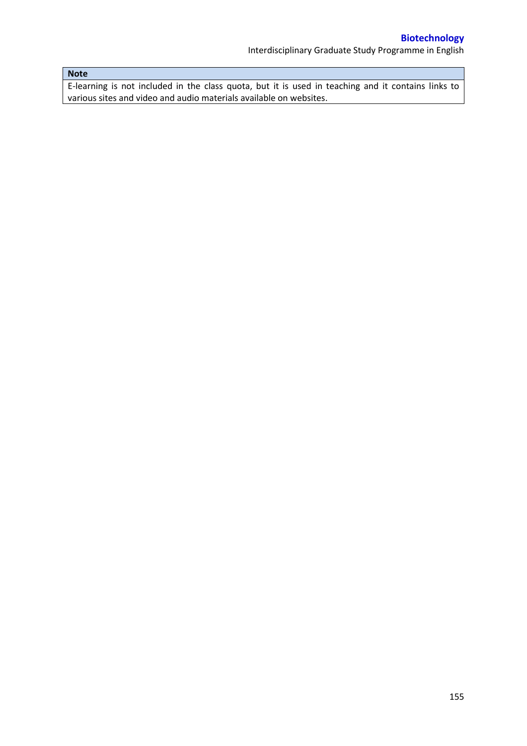| Note |
| --- |
| E-learning is not included in the class quota, but it is used in teaching and it contains links to various sites and video and audio materials available on websites. |